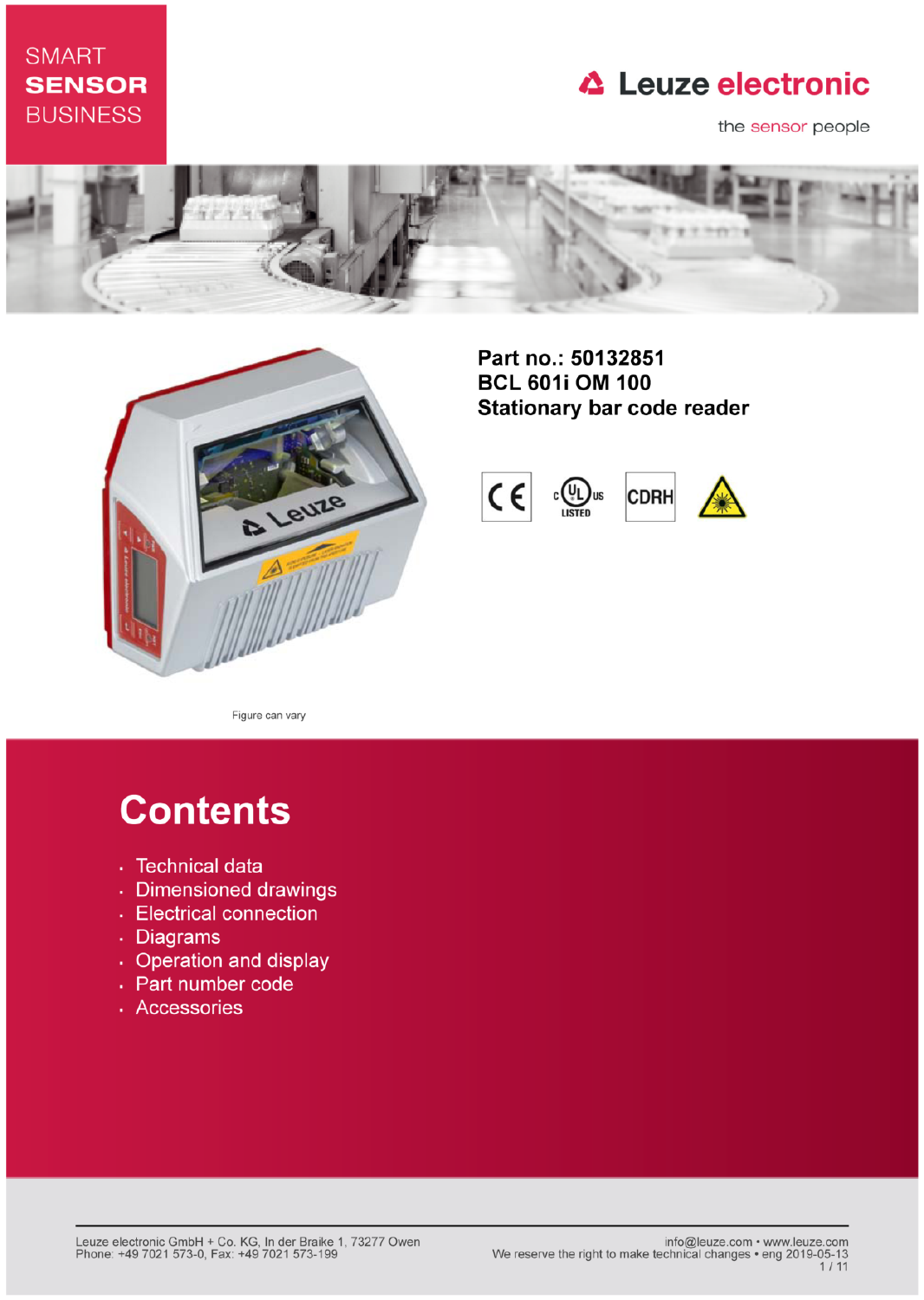SMART **SENSOR** BUSINESS

Leuze electronic

the sensor people

**Part no.: 50132851**
**BCL 601i OM 100**
**Stationary bar code reader**

Figure can vary

# Contents

- Technical data
- Dimensioned drawings
- Electrical connection
- Diagrams
- Operation and display
- Part number code
- Accessories

Leuze electronic GmbH + Co. KG, In der Braike 1, 73277 Owen
Phone: +49 7021 573-0, Fax: +49 7021 573-199

info@leuze.com • www.leuze.com
We reserve the right to make technical changes • eng 2019-05-13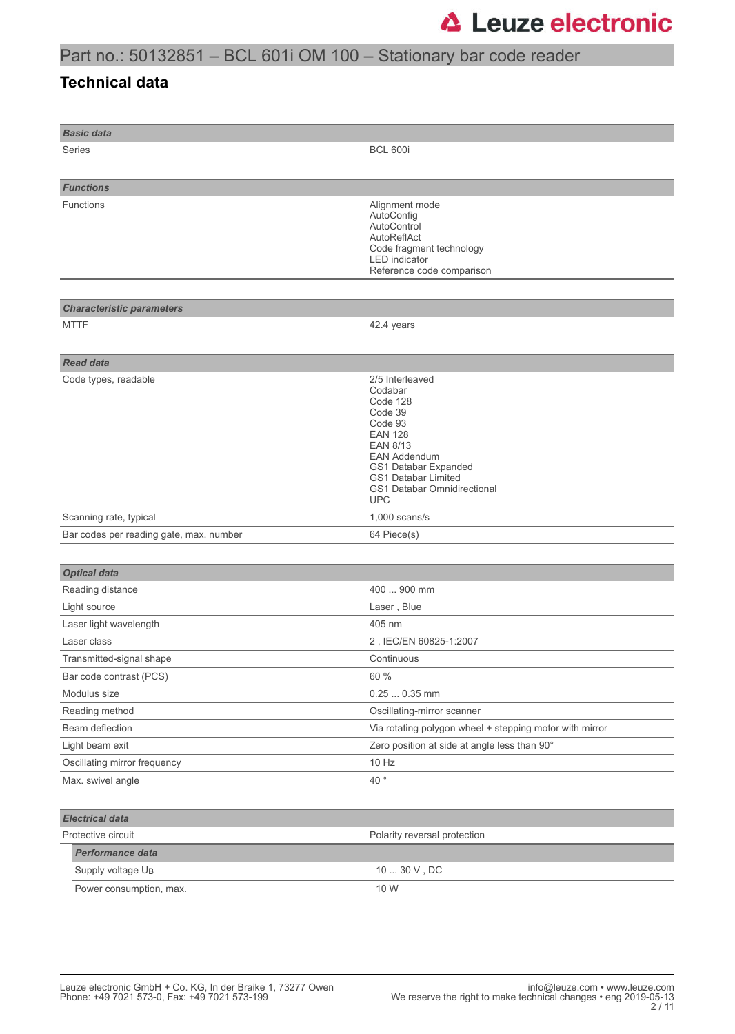Part no.: 50132851 – BCL 601i OM 100 – Stationary bar code reader

## Technical data

| ***Basic data*** | |
|---|---|
| Series | BCL 600i |

| ***Functions*** | |
|---|---|
| Functions | Alignment mode<br>AutoConfig<br>AutoControl<br>AutoReflAct<br>Code fragment technology<br>LED indicator<br>Reference code comparison |

| ***Characteristic parameters*** | |
|---|---|
| MTTF | 42.4 years |

| ***Read data*** | |
|---|---|
| Code types, readable | 2/5 Interleaved<br>Codabar<br>Code 128<br>Code 39<br>Code 93<br>EAN 128<br>EAN 8/13<br>EAN Addendum<br>GS1 Databar Expanded<br>GS1 Databar Limited<br>GS1 Databar Omnidirectional<br>UPC |
| Scanning rate, typical | 1,000 scans/s |
| Bar codes per reading gate, max. number | 64 Piece(s) |

| ***Optical data*** | |
|---|---|
| Reading distance | 400 ... 900 mm |
| Light source | Laser , Blue |
| Laser light wavelength | 405 nm |
| Laser class | 2 , IEC/EN 60825-1:2007 |
| Transmitted-signal shape | Continuous |
| Bar code contrast (PCS) | 60 % |
| Modulus size | 0.25 ... 0.35 mm |
| Reading method | Oscillating-mirror scanner |
| Beam deflection | Via rotating polygon wheel + stepping motor with mirror |
| Light beam exit | Zero position at side at angle less than 90° |
| Oscillating mirror frequency | 10 Hz |
| Max. swivel angle | 40 ° |

| ***Electrical data*** | |
|---|---|
| Protective circuit | Polarity reversal protection |
| ***Performance data*** | |
| Supply voltage $U_B$ | 10 ... 30 V , DC |
| Power consumption, max. | 10 W |

Leuze electronic GmbH + Co. KG, In der Braike 1, 73277 Owen
Phone: +49 7021 573-0, Fax: +49 7021 573-199

info@leuze.com • www.leuze.com
We reserve the right to make technical changes • eng 2019-05-13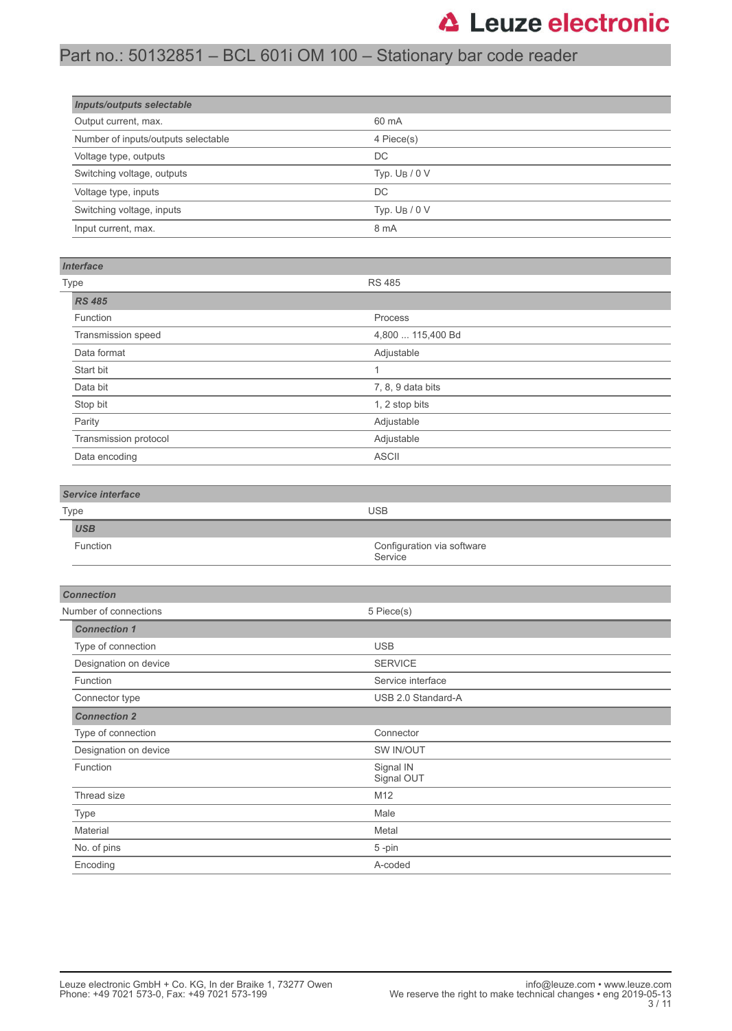# Part no.: 50132851 – BCL 601i OM 100 – Stationary bar code reader

| ***Inputs/outputs selectable*** | |
|---|---|
| Output current, max. | 60 mA |
| Number of inputs/outputs selectable | 4 Piece(s) |
| Voltage type, outputs | DC |
| Switching voltage, outputs | Typ. $U_B$ / 0 V |
| Voltage type, inputs | DC |
| Switching voltage, inputs | Typ. $U_B$ / 0 V |
| Input current, max. | 8 mA |

| ***Interface*** | |
|---|---|
| Type | RS 485 |
| ***RS 485*** | |
| Function | Process |
| Transmission speed | 4,800 ... 115,400 Bd |
| Data format | Adjustable |
| Start bit | 1 |
| Data bit | 7, 8, 9 data bits |
| Stop bit | 1, 2 stop bits |
| Parity | Adjustable |
| Transmission protocol | Adjustable |
| Data encoding | ASCII |

| ***Service interface*** | |
|---|---|
| Type | USB |
| ***USB*** | |
| Function | Configuration via software<br>Service |

| ***Connection*** | |
|---|---|
| Number of connections | 5 Piece(s) |
| ***Connection 1*** | |
| Type of connection | USB |
| Designation on device | SERVICE |
| Function | Service interface |
| Connector type | USB 2.0 Standard-A |
| ***Connection 2*** | |
| Type of connection | Connector |
| Designation on device | SW IN/OUT |
| Function | Signal IN<br>Signal OUT |
| Thread size | M12 |
| Type | Male |
| Material | Metal |
| No. of pins | 5 -pin |
| Encoding | A-coded |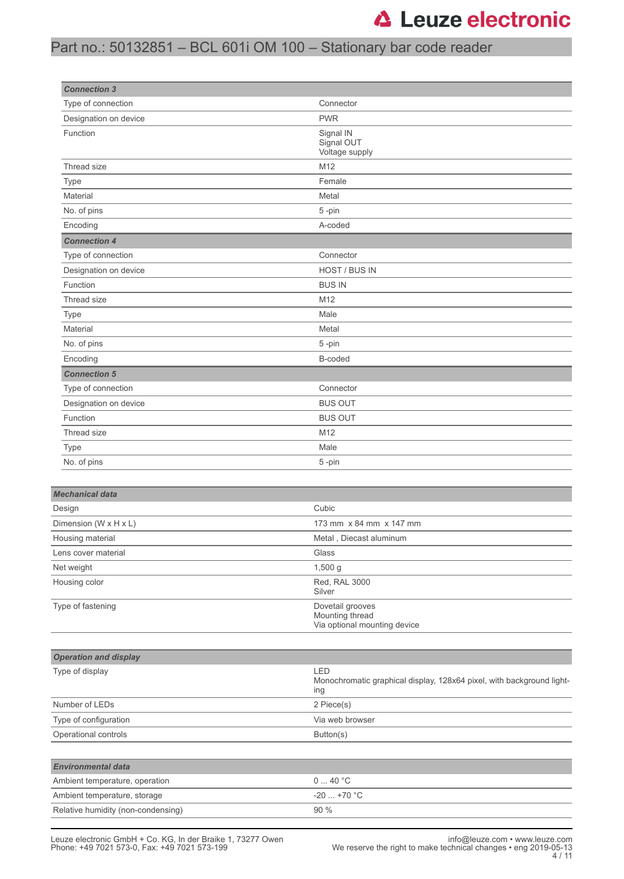| Connection 3 | |
|---|---|
| Type of connection | Connector |
| Designation on device | PWR |
| Function | Signal IN<br>Signal OUT<br>Voltage supply |
| Thread size | M12 |
| Type | Female |
| Material | Metal |
| No. of pins | 5 -pin |
| Encoding | A-coded |

| Connection 4 | |
|---|---|
| Type of connection | Connector |
| Designation on device | HOST / BUS IN |
| Function | BUS IN |
| Thread size | M12 |
| Type | Male |
| Material | Metal |
| No. of pins | 5 -pin |
| Encoding | B-coded |

| Connection 5 | |
|---|---|
| Type of connection | Connector |
| Designation on device | BUS OUT |
| Function | BUS OUT |
| Thread size | M12 |
| Type | Male |
| No. of pins | 5 -pin |

| Mechanical data | |
|---|---|
| Design | Cubic |
| Dimension (W x H x L) | 173 mm x 84 mm x 147 mm |
| Housing material | Metal , Diecast aluminum |
| Lens cover material | Glass |
| Net weight | 1,500 g |
| Housing color | Red, RAL 3000<br>Silver |
| Type of fastening | Dovetail grooves<br>Mounting thread<br>Via optional mounting device |

| Operation and display | |
|---|---|
| Type of display | LED<br>Monochromatic graphical display, 128x64 pixel, with background lighting |
| Number of LEDs | 2 Piece(s) |
| Type of configuration | Via web browser |
| Operational controls | Button(s) |

| Environmental data | |
|---|---|
| Ambient temperature, operation | 0 ... 40 °C |
| Ambient temperature, storage | -20 ... +70 °C |
| Relative humidity (non-condensing) | 90 % |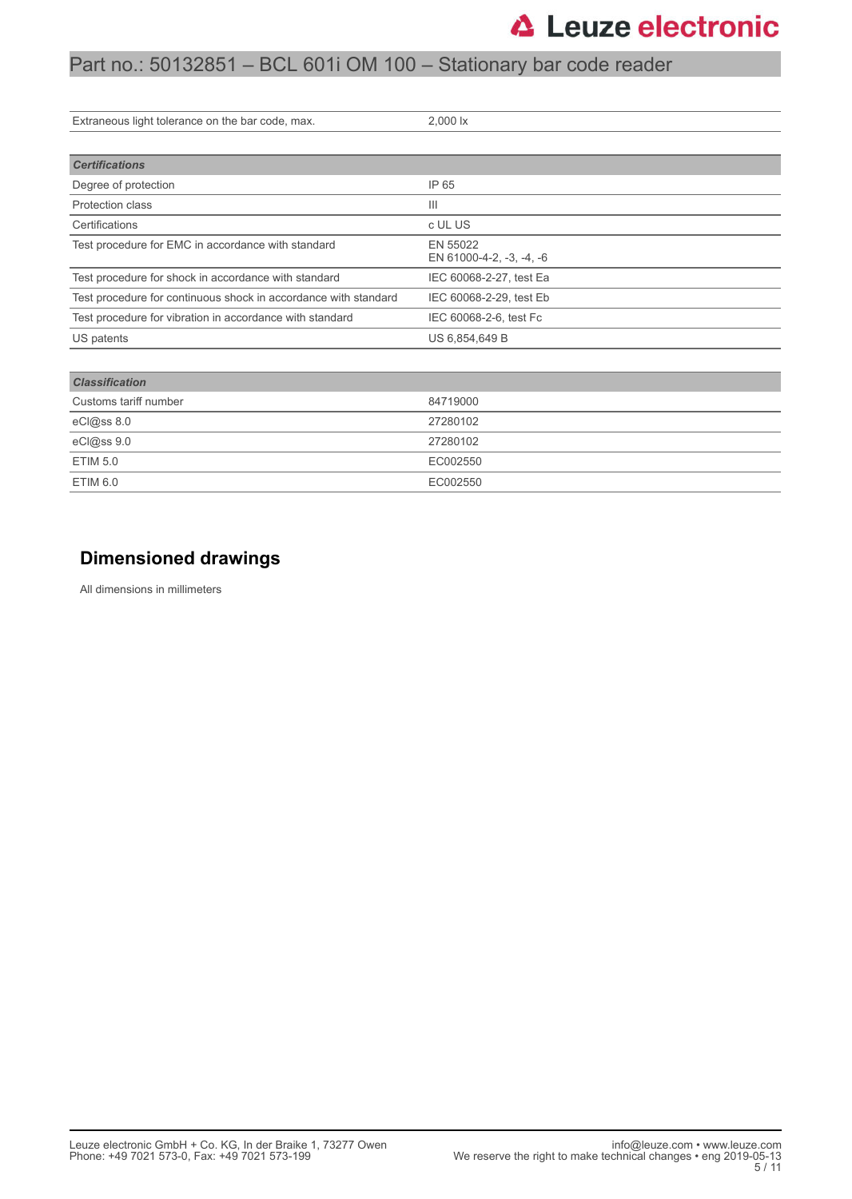| | |
|---|---|
| Extraneous light tolerance on the bar code, max. | 2,000 lx |

| ***Certifications*** | |
|---|---|
| Degree of protection | IP 65 |
| Protection class | III |
| Certifications | c UL US |
| Test procedure for EMC in accordance with standard | EN 55022<br>EN 61000-4-2, -3, -4, -6 |
| Test procedure for shock in accordance with standard | IEC 60068-2-27, test Ea |
| Test procedure for continuous shock in accordance with standard | IEC 60068-2-29, test Eb |
| Test procedure for vibration in accordance with standard | IEC 60068-2-6, test Fc |
| US patents | US 6,854,649 B |

| ***Classification*** | |
|---|---|
| Customs tariff number | 84719000 |
| eCl@ss 8.0 | 27280102 |
| eCl@ss 9.0 | 27280102 |
| ETIM 5.0 | EC002550 |
| ETIM 6.0 | EC002550 |

## Dimensioned drawings

All dimensions in millimeters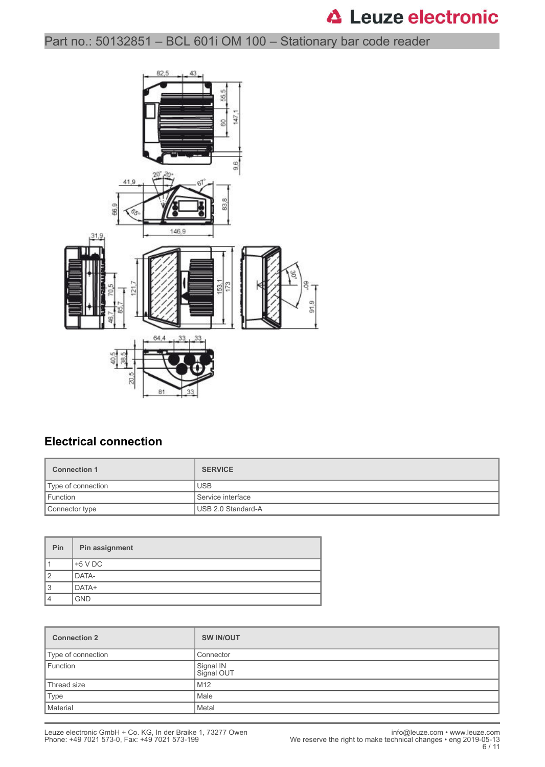## Electrical connection

| Connection 1 | SERVICE |
|---|---|
| Type of connection | USB |
| Function | Service interface |
| Connector type | USB 2.0 Standard-A |

| Pin | Pin assignment |
|---|---|
| 1 | +5 V DC |
| 2 | DATA- |
| 3 | DATA+ |
| 4 | GND |

| Connection 2 | SW IN/OUT |
|---|---|
| Type of connection | Connector |
| Function | Signal IN<br>Signal OUT |
| Thread size | M12 |
| Type | Male |
| Material | Metal |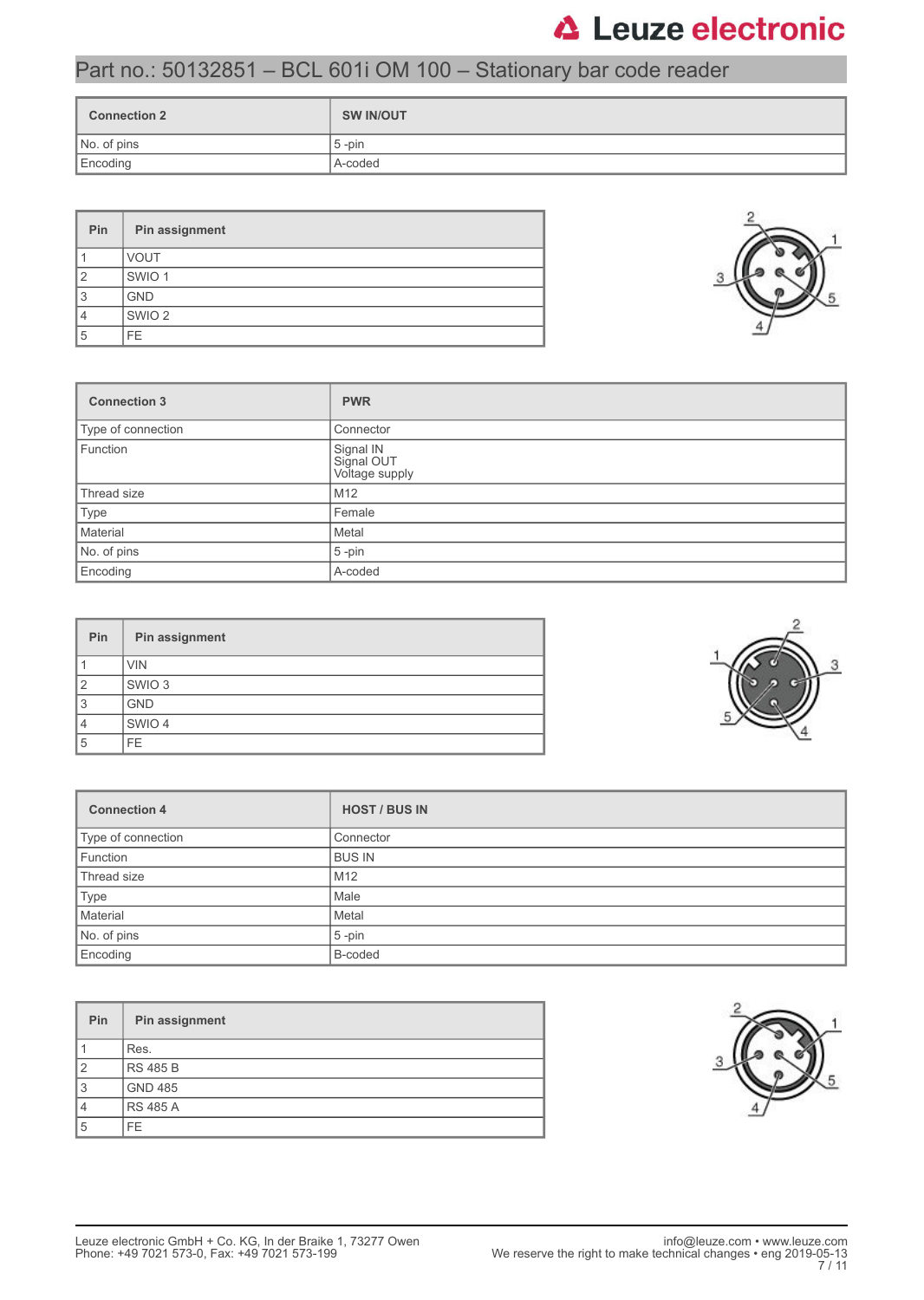## Part no.: 50132851 – BCL 601i OM 100 – Stationary bar code reader

| Connection 2 | SW IN/OUT |
|---|---|
| No. of pins | 5 -pin |
| Encoding | A-coded |

| Pin | Pin assignment |
|---|---|
| 1 | VOUT |
| 2 | SWIO 1 |
| 3 | GND |
| 4 | SWIO 2 |
| 5 | FE |

| Connection 3 | PWR |
|---|---|
| Type of connection | Connector |
| Function | Signal IN<br>Signal OUT<br>Voltage supply |
| Thread size | M12 |
| Type | Female |
| Material | Metal |
| No. of pins | 5 -pin |
| Encoding | A-coded |

| Pin | Pin assignment |
|---|---|
| 1 | VIN |
| 2 | SWIO 3 |
| 3 | GND |
| 4 | SWIO 4 |
| 5 | FE |

| Connection 4 | HOST / BUS IN |
|---|---|
| Type of connection | Connector |
| Function | BUS IN |
| Thread size | M12 |
| Type | Male |
| Material | Metal |
| No. of pins | 5 -pin |
| Encoding | B-coded |

| Pin | Pin assignment |
|---|---|
| 1 | Res. |
| 2 | RS 485 B |
| 3 | GND 485 |
| 4 | RS 485 A |
| 5 | FE |

Leuze electronic GmbH + Co. KG, In der Braike 1, 73277 Owen
Phone: +49 7021 573-0, Fax: +49 7021 573-199

info@leuze.com • www.leuze.com
We reserve the right to make technical changes • eng 2019-05-13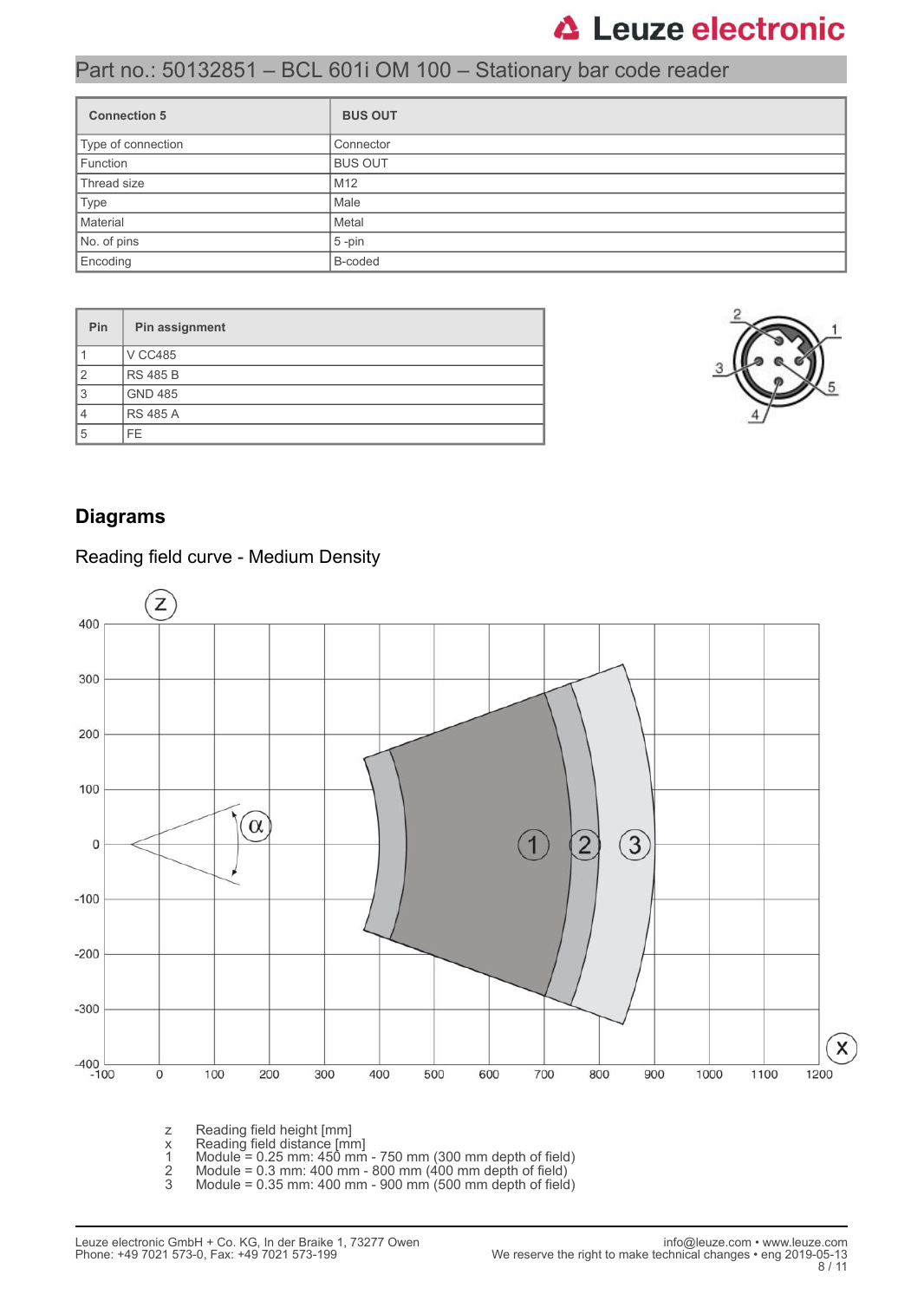Part no.: 50132851 – BCL 601i OM 100 – Stationary bar code reader

| Connection 5 | BUS OUT |
|---|---|
| Type of connection | Connector |
| Function | BUS OUT |
| Thread size | M12 |
| Type | Male |
| Material | Metal |
| No. of pins | 5 -pin |
| Encoding | B-coded |

| Pin | Pin assignment |
|---|---|
| 1 | V CC485 |
| 2 | RS 485 B |
| 3 | GND 485 |
| 4 | RS 485 A |
| 5 | FE |

## Diagrams

### Reading field curve - Medium Density

z Reading field height [mm]
x Reading field distance [mm]
1 Module = 0.25 mm: 450 mm - 750 mm (300 mm depth of field)
2 Module = 0.3 mm: 400 mm - 800 mm (400 mm depth of field)
3 Module = 0.35 mm: 400 mm - 900 mm (500 mm depth of field)

Leuze electronic GmbH + Co. KG, In der Braike 1, 73277 Owen
Phone: +49 7021 573-0, Fax: +49 7021 573-199

info@leuze.com • www.leuze.com
We reserve the right to make technical changes • eng 2019-05-13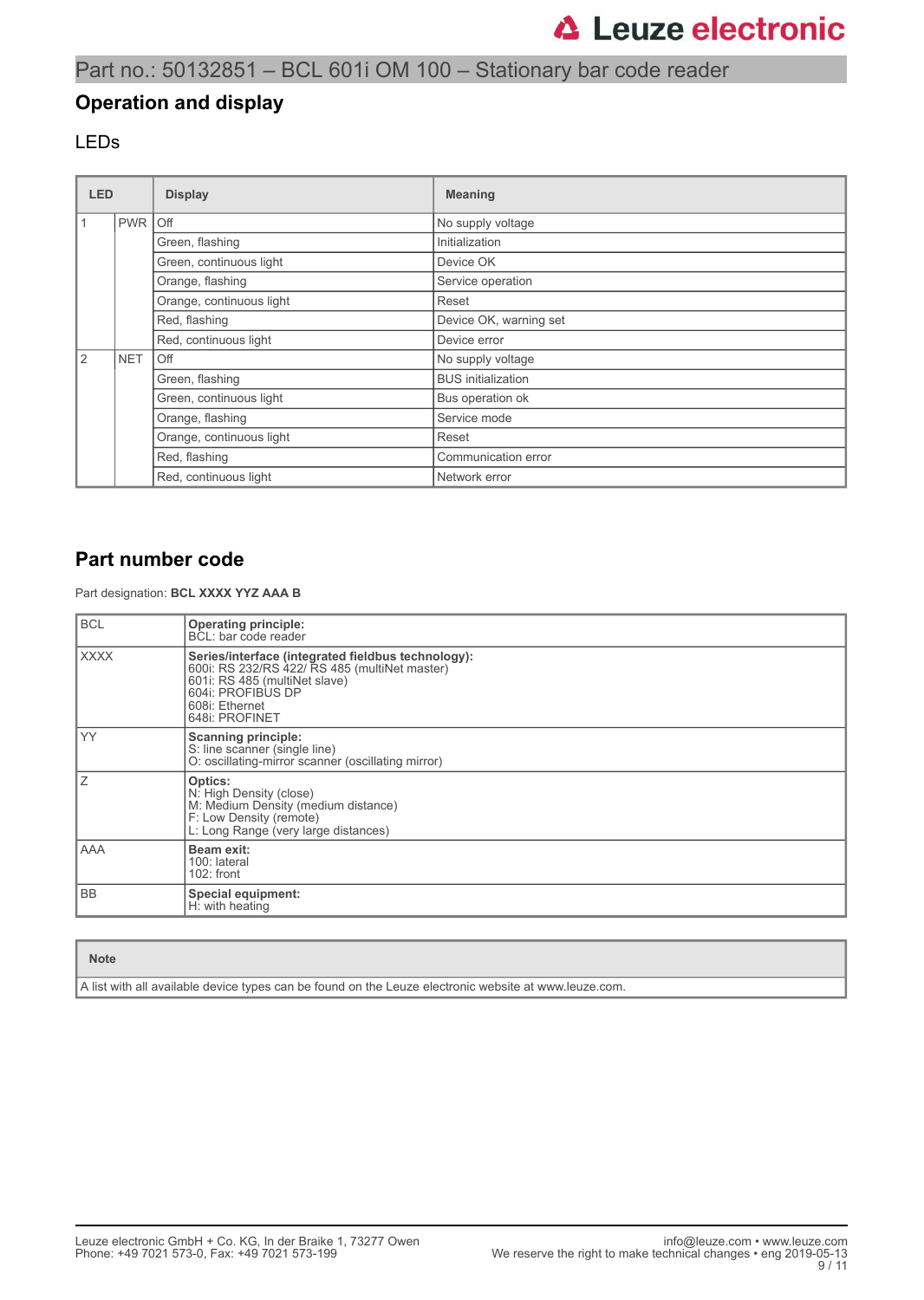## Operation and display

### LEDs

| LED | | Display | Meaning |
|---|---|---|---|
| 1 | PWR | Off | No supply voltage |
| | | Green, flashing | Initialization |
| | | Green, continuous light | Device OK |
| | | Orange, flashing | Service operation |
| | | Orange, continuous light | Reset |
| | | Red, flashing | Device OK, warning set |
| | | Red, continuous light | Device error |
| 2 | NET | Off | No supply voltage |
| | | Green, flashing | BUS initialization |
| | | Green, continuous light | Bus operation ok |
| | | Orange, flashing | Service mode |
| | | Orange, continuous light | Reset |
| | | Red, flashing | Communication error |
| | | Red, continuous light | Network error |

## Part number code

Part designation: **BCL XXXX YYZ AAA B**

| | |
|---|---|
| BCL | **Operating principle:**<br>BCL: bar code reader |
| XXXX | **Series/interface (integrated fieldbus technology):**<br>600i: RS 232/RS 422/ RS 485 (multiNet master)<br>601i: RS 485 (multiNet slave)<br>604i: PROFIBUS DP<br>608i: Ethernet<br>648i: PROFINET |
| YY | **Scanning principle:**<br>S: line scanner (single line)<br>O: oscillating-mirror scanner (oscillating mirror) |
| Z | **Optics:**<br>N: High Density (close)<br>M: Medium Density (medium distance)<br>F: Low Density (remote)<br>L: Long Range (very large distances) |
| AAA | **Beam exit:**<br>100: lateral<br>102: front |
| BB | **Special equipment:**<br>H: with heating |

| Note |
|---|
| A list with all available device types can be found on the Leuze electronic website at www.leuze.com. |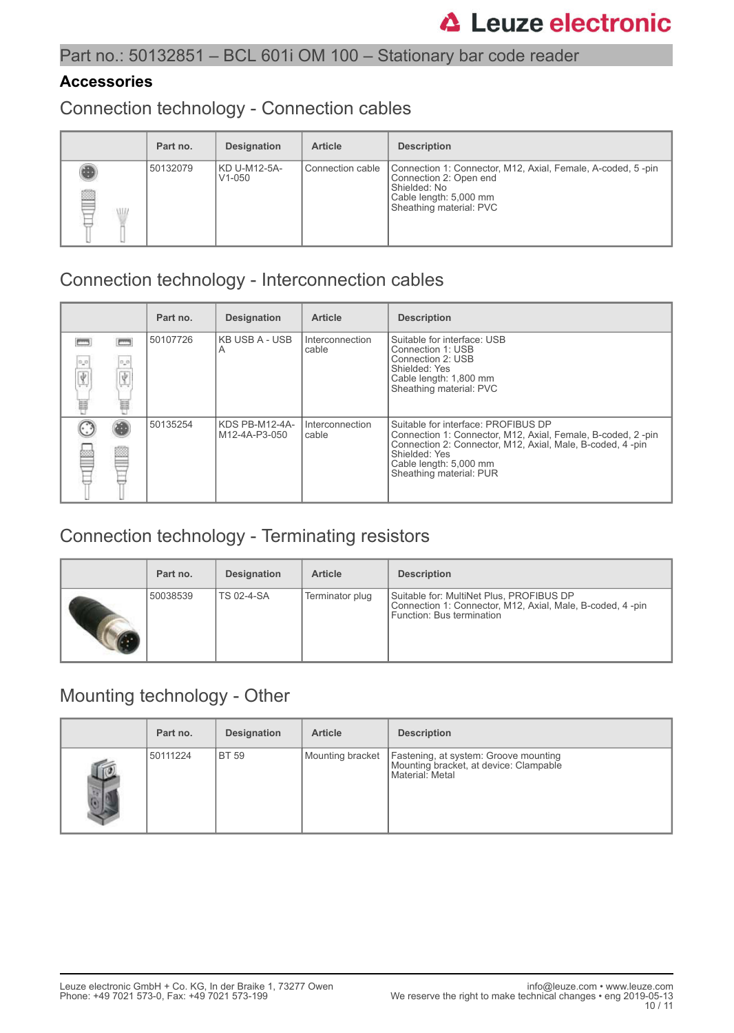# Part no.: 50132851 – BCL 601i OM 100 – Stationary bar code reader

## Accessories

### Connection technology - Connection cables

| | Part no. | Designation | Article | Description |
|---|---|---|---|---|
| | 50132079 | KD U-M12-5A-V1-050 | Connection cable | Connection 1: Connector, M12, Axial, Female, A-coded, 5 -pin<br>Connection 2: Open end<br>Shielded: No<br>Cable length: 5,000 mm<br>Sheathing material: PVC |

### Connection technology - Interconnection cables

| | Part no. | Designation | Article | Description |
|---|---|---|---|---|
| | 50107726 | KB USB A - USB A | Interconnection cable | Suitable for interface: USB<br>Connection 1: USB<br>Connection 2: USB<br>Shielded: Yes<br>Cable length: 1,800 mm<br>Sheathing material: PVC |
| | 50135254 | KDS PB-M12-4A-M12-4A-P3-050 | Interconnection cable | Suitable for interface: PROFIBUS DP<br>Connection 1: Connector, M12, Axial, Female, B-coded, 2 -pin<br>Connection 2: Connector, M12, Axial, Male, B-coded, 4 -pin<br>Shielded: Yes<br>Cable length: 5,000 mm<br>Sheathing material: PUR |

### Connection technology - Terminating resistors

| | Part no. | Designation | Article | Description |
|---|---|---|---|---|
| | 50038539 | TS 02-4-SA | Terminator plug | Suitable for: MultiNet Plus, PROFIBUS DP<br>Connection 1: Connector, M12, Axial, Male, B-coded, 4 -pin<br>Function: Bus termination |

### Mounting technology - Other

| | Part no. | Designation | Article | Description |
|---|---|---|---|---|
| | 50111224 | BT 59 | Mounting bracket | Fastening, at system: Groove mounting<br>Mounting bracket, at device: Clampable<br>Material: Metal |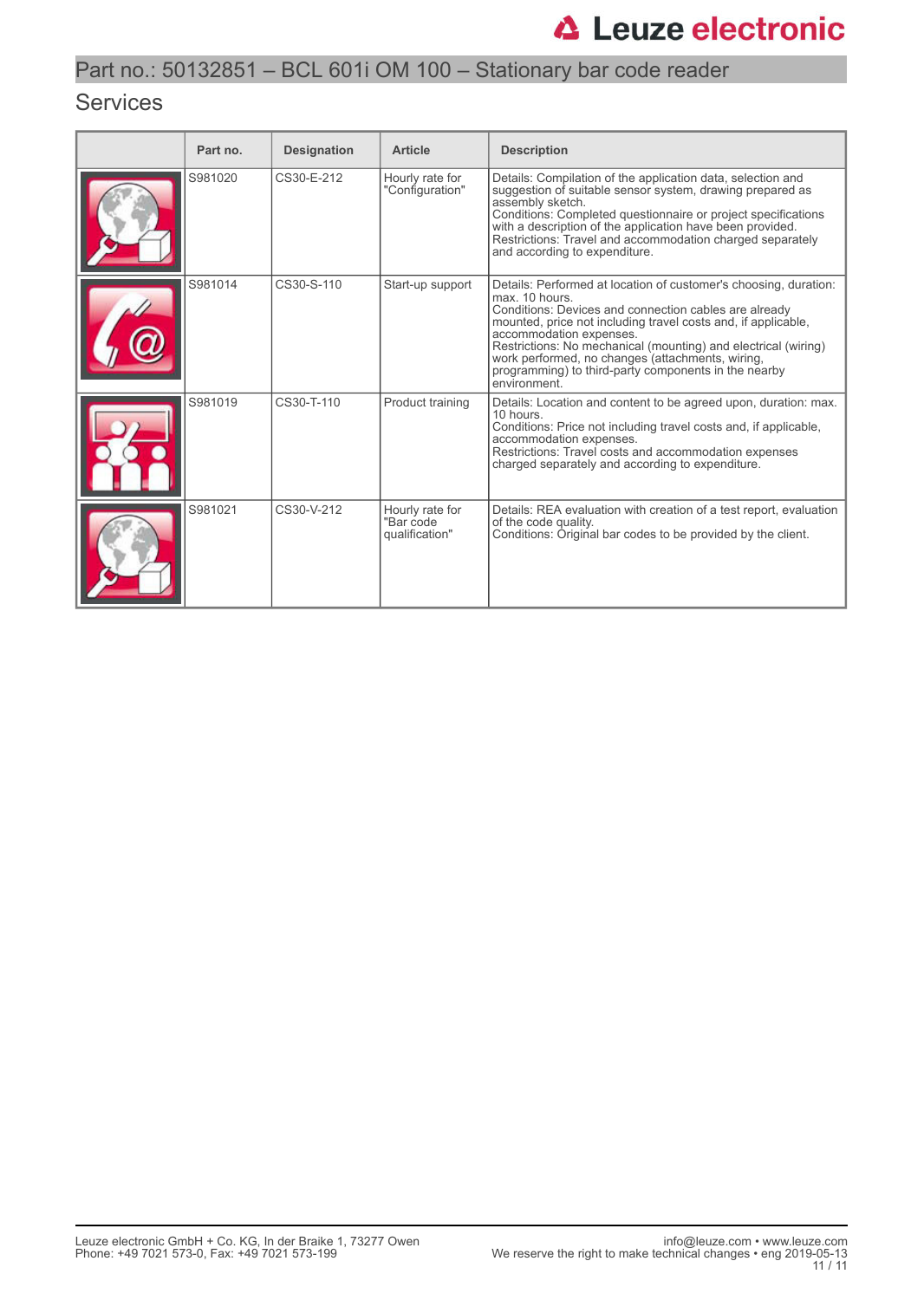# Part no.: 50132851 – BCL 601i OM 100 – Stationary bar code reader

## Services

| | Part no. | Designation | Article | Description |
|---|---|---|---|---|
| | S981020 | CS30-E-212 | Hourly rate for "Configuration" | Details: Compilation of the application data, selection and suggestion of suitable sensor system, drawing prepared as assembly sketch.<br>Conditions: Completed questionnaire or project specifications with a description of the application have been provided.<br>Restrictions: Travel and accommodation charged separately and according to expenditure. |
| | S981014 | CS30-S-110 | Start-up support | Details: Performed at location of customer's choosing, duration: max. 10 hours.<br>Conditions: Devices and connection cables are already mounted, price not including travel costs and, if applicable, accommodation expenses.<br>Restrictions: No mechanical (mounting) and electrical (wiring) work performed, no changes (attachments, wiring, programming) to third-party components in the nearby environment. |
| | S981019 | CS30-T-110 | Product training | Details: Location and content to be agreed upon, duration: max. 10 hours.<br>Conditions: Price not including travel costs and, if applicable, accommodation expenses.<br>Restrictions: Travel costs and accommodation expenses charged separately and according to expenditure. |
| | S981021 | CS30-V-212 | Hourly rate for "Bar code qualification" | Details: REA evaluation with creation of a test report, evaluation of the code quality.<br>Conditions: Original bar codes to be provided by the client. |

Leuze electronic GmbH + Co. KG, In der Braike 1, 73277 Owen
Phone: +49 7021 573-0, Fax: +49 7021 573-199

info@leuze.com • www.leuze.com
We reserve the right to make technical changes • eng 2019-05-13